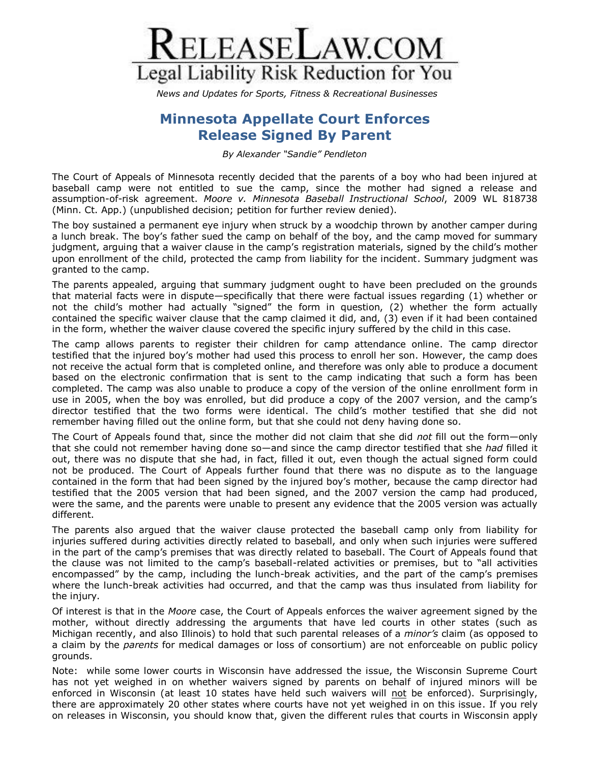# ReleaseLaw.com

Legal Liability Risk Reduction for You

*News and Updates for Sports, Fitness & Recreational Businesses*

## Minnesota Appellate Court Enforces Release Signed By Parent

*By Alexander "Sandie" Pendleton*

The Court of Appeals of Minnesota recently decided that the parents of a boy who had been injured at baseball camp were not entitled to sue the camp, since the mother had signed a release and assumption-of-risk agreement. *Moore v. Minnesota Baseball Instructional School*, 2009 WL 818738 (Minn. Ct. App.) (unpublished decision; petition for further review denied).

The boy sustained a permanent eye injury when struck by a woodchip thrown by another camper during a lunch break. The boy's father sued the camp on behalf of the boy, and the camp moved for summary judgment, arguing that a waiver clause in the camp's registration materials, signed by the child's mother upon enrollment of the child, protected the camp from liability for the incident. Summary judgment was granted to the camp.

The parents appealed, arguing that summary judgment ought to have been precluded on the grounds that material facts were in dispute—specifically that there were factual issues regarding (1) whether or not the child's mother had actually "signed" the form in question, (2) whether the form actually contained the specific waiver clause that the camp claimed it did, and, (3) even if it had been contained in the form, whether the waiver clause covered the specific injury suffered by the child in this case.

The camp allows parents to register their children for camp attendance online. The camp director testified that the injured boy's mother had used this process to enroll her son. However, the camp does not receive the actual form that is completed online, and therefore was only able to produce a document based on the electronic confirmation that is sent to the camp indicating that such a form has been completed. The camp was also unable to produce a copy of the version of the online enrollment form in use in 2005, when the boy was enrolled, but did produce a copy of the 2007 version, and the camp's director testified that the two forms were identical. The child's mother testified that she did not remember having filled out the online form, but that she could not deny having done so.

The Court of Appeals found that, since the mother did not claim that she did *not* fill out the form—only that she could not remember having done so—and since the camp director testified that she *had* filled it out, there was no dispute that she had, in fact, filled it out, even though the actual signed form could not be produced. The Court of Appeals further found that there was no dispute as to the language contained in the form that had been signed by the injured boy's mother, because the camp director had testified that the 2005 version that had been signed, and the 2007 version the camp had produced, were the same, and the parents were unable to present any evidence that the 2005 version was actually different.

The parents also argued that the waiver clause protected the baseball camp only from liability for injuries suffered during activities directly related to baseball, and only when such injuries were suffered in the part of the camp's premises that was directly related to baseball. The Court of Appeals found that the clause was not limited to the camp's baseball-related activities or premises, but to "all activities encompassed" by the camp, including the lunch-break activities, and the part of the camp's premises where the lunch-break activities had occurred, and that the camp was thus insulated from liability for the injury.

Of interest is that in the *Moore* case, the Court of Appeals enforces the waiver agreement signed by the mother, without directly addressing the arguments that have led courts in other states (such as Michigan recently, and also Illinois) to hold that such parental releases of a *minor's* claim (as opposed to a claim by the *parents* for medical damages or loss of consortium) are not enforceable on public policy grounds.

Note: while some lower courts in Wisconsin have addressed the issue, the Wisconsin Supreme Court has not yet weighed in on whether waivers signed by parents on behalf of injured minors will be enforced in Wisconsin (at least 10 states have held such waivers will <u>not</u> be enforced). Surprisingly, there are approximately 20 other states where courts have not yet weighed in on this issue. If you rely on releases in Wisconsin, you should know that, given the different rules that courts in Wisconsin apply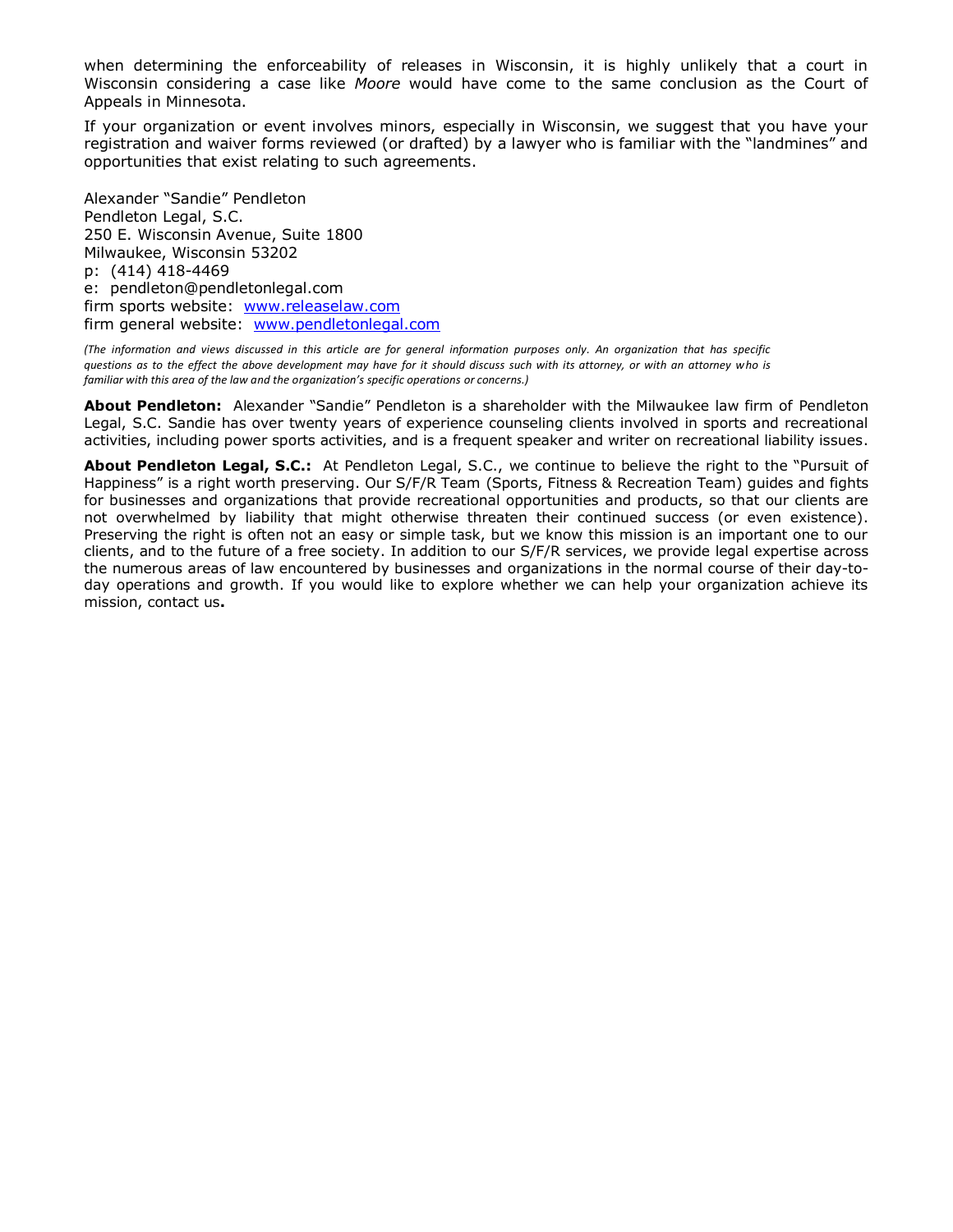when determining the enforceability of releases in Wisconsin, it is highly unlikely that a court in Wisconsin considering a case like *Moore* would have come to the same conclusion as the Court of Appeals in Minnesota.

If your organization or event involves minors, especially in Wisconsin, we suggest that you have your registration and waiver forms reviewed (or drafted) by a lawyer who is familiar with the "landmines" and opportunities that exist relating to such agreements.

Alexander "Sandie" Pendleton
Pendleton Legal, S.C.
250 E. Wisconsin Avenue, Suite 1800
Milwaukee, Wisconsin 53202
p: (414) 418-4469
e: pendleton@pendletonlegal.com
firm sports website: [www.releaselaw.com](http://www.releaselaw.com)
firm general website: [www.pendletonlegal.com](http://www.pendletonlegal.com)

*(The information and views discussed in this article are for general information purposes only. An organization that has specific questions as to the effect the above development may have for it should discuss such with its attorney, or with an attorney who is familiar with this area of the law and the organization's specific operations or concerns.)*

**About Pendleton:** Alexander "Sandie" Pendleton is a shareholder with the Milwaukee law firm of Pendleton Legal, S.C. Sandie has over twenty years of experience counseling clients involved in sports and recreational activities, including power sports activities, and is a frequent speaker and writer on recreational liability issues.

**About Pendleton Legal, S.C.:** At Pendleton Legal, S.C., we continue to believe the right to the "Pursuit of Happiness" is a right worth preserving. Our S/F/R Team (Sports, Fitness & Recreation Team) guides and fights for businesses and organizations that provide recreational opportunities and products, so that our clients are not overwhelmed by liability that might otherwise threaten their continued success (or even existence). Preserving the right is often not an easy or simple task, but we know this mission is an important one to our clients, and to the future of a free society. In addition to our S/F/R services, we provide legal expertise across the numerous areas of law encountered by businesses and organizations in the normal course of their day-to-day operations and growth. If you would like to explore whether we can help your organization achieve its mission, contact us**.**